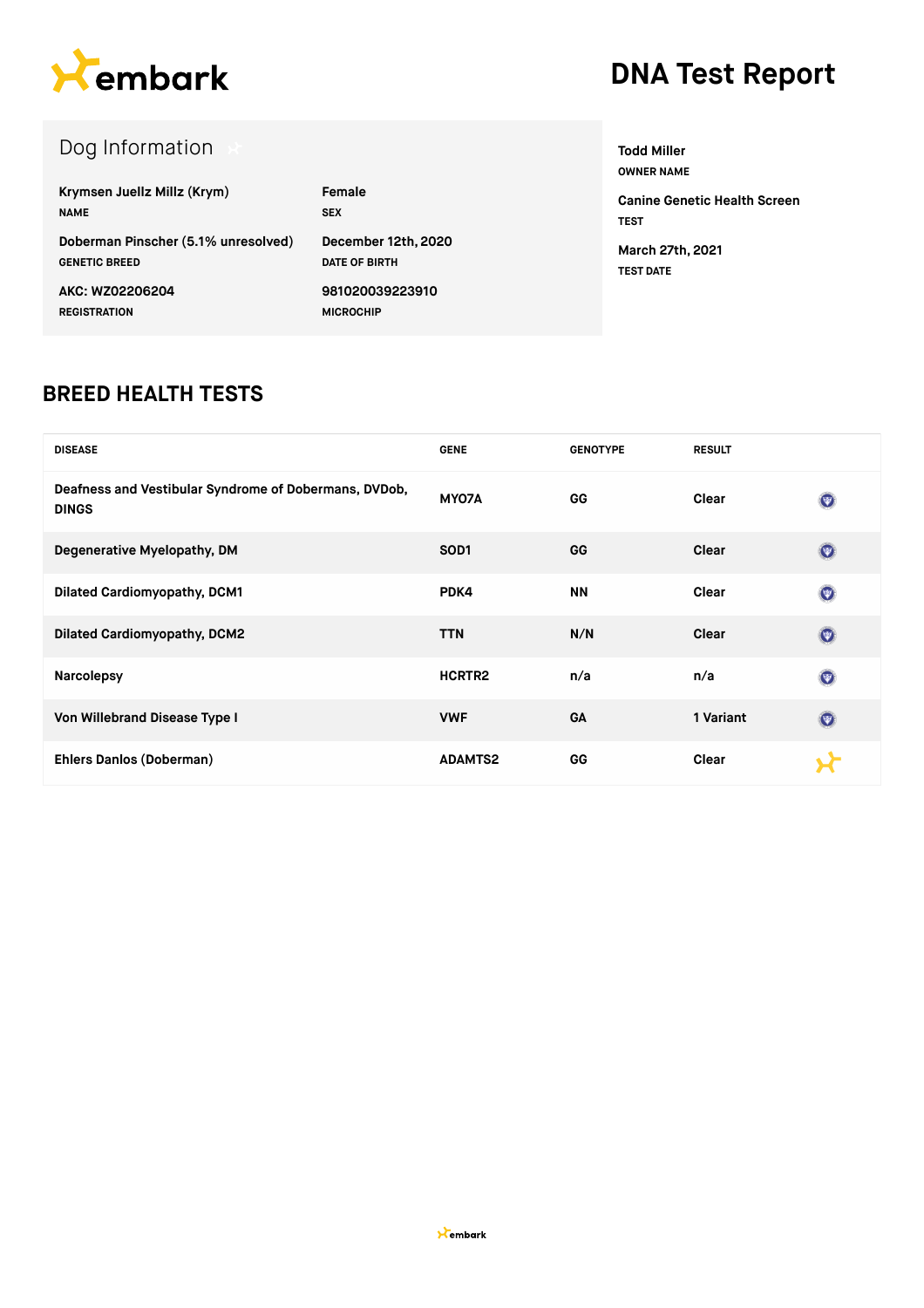embark

# DNA Test Report

## Dog Information

| | |
|---|---|
| **Krymsen Juellz Millz (Krym)**<br>NAME | **Female**<br>SEX |
| **Doberman Pinscher (5.1% unresolved)**<br>GENETIC BREED | **December 12th, 2020**<br>DATE OF BIRTH |
| **AKC: WZ02206204**<br>REGISTRATION | **981020039223910**<br>MICROCHIP |

**Todd Miller**
OWNER NAME

**Canine Genetic Health Screen**
TEST

**March 27th, 2021**
TEST DATE

## BREED HEALTH TESTS

| DISEASE | GENE | GENOTYPE | RESULT |
|---|---|---|---|
| Deafness and Vestibular Syndrome of Dobermans, DVDob, DINGS | MYO7A | GG | Clear |
| Degenerative Myelopathy, DM | SOD1 | GG | Clear |
| Dilated Cardiomyopathy, DCM1 | PDK4 | NN | Clear |
| Dilated Cardiomyopathy, DCM2 | TTN | N/N | Clear |
| Narcolepsy | HCRTR2 | n/a | n/a |
| Von Willebrand Disease Type I | VWF | GA | 1 Variant |
| Ehlers Danlos (Doberman) | ADAMTS2 | GG | Clear |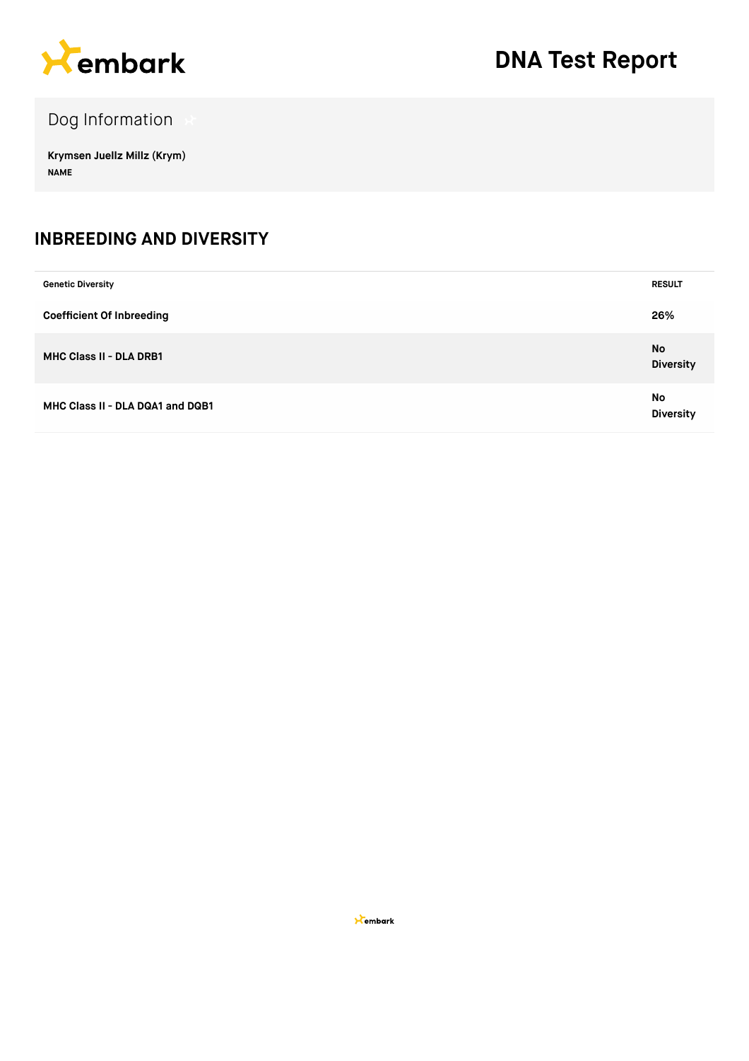# DNA Test Report

## Dog Information

**Krymsen Juellz Millz (Krym)**
NAME

## INBREEDING AND DIVERSITY

| Genetic Diversity | RESULT |
| --- | --- |
| **Coefficient Of Inbreeding** | **26%** |
| **MHC Class II - DLA DRB1** | **No Diversity** |
| **MHC Class II - DLA DQA1 and DQB1** | **No Diversity** |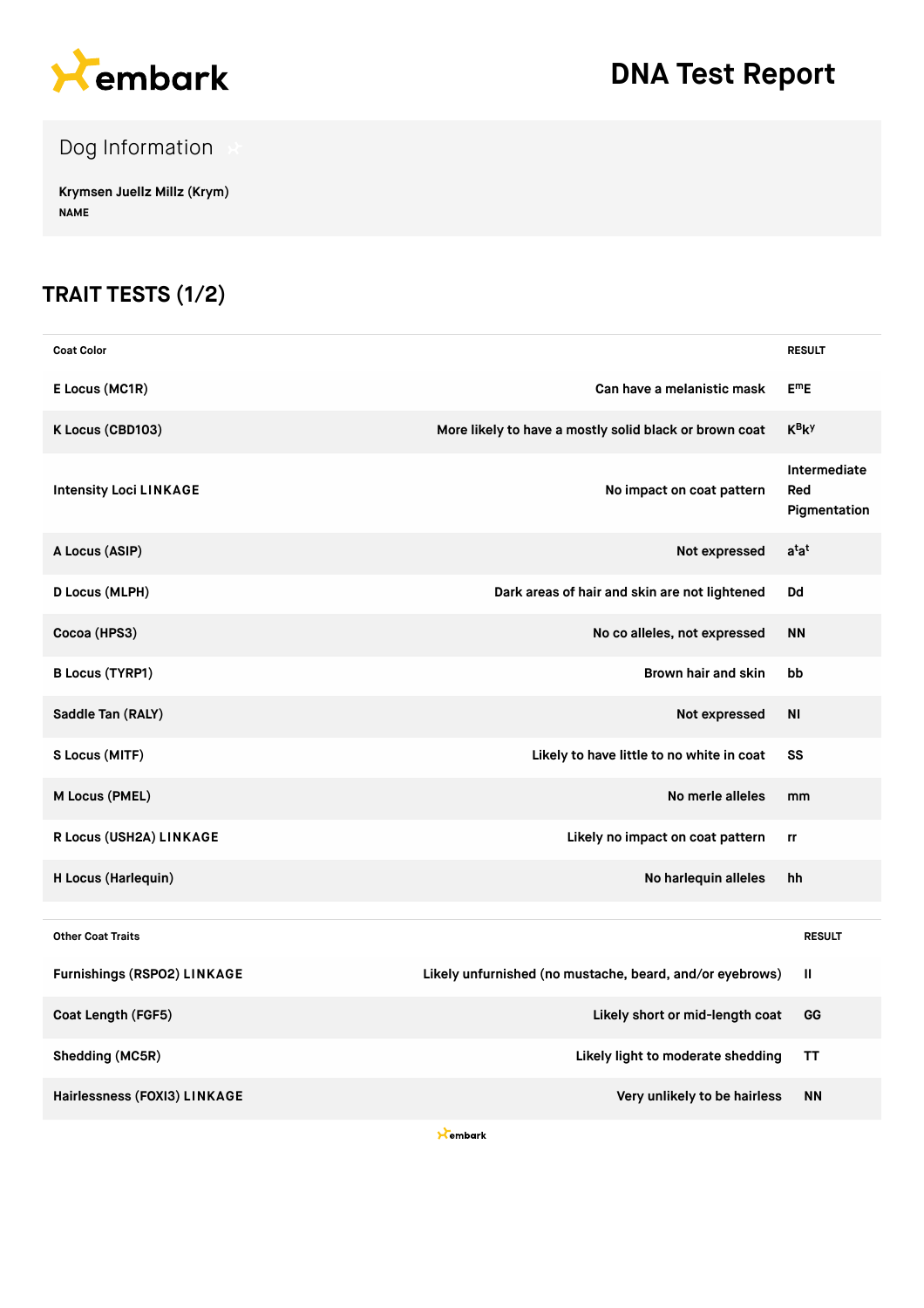# DNA Test Report

## Dog Information

**Krymsen Juellz Millz (Krym)**
NAME

## TRAIT TESTS (1/2)

| Coat Color | | RESULT |
| --- | --- | --- |
| E Locus (MC1R) | Can have a melanistic mask | $E^mE$ |
| K Locus (CBD103) | More likely to have a mostly solid black or brown coat | $K^Bk^y$ |
| Intensity Loci LINKAGE | No impact on coat pattern | Intermediate Red Pigmentation |
| A Locus (ASIP) | Not expressed | $a^ta^t$ |
| D Locus (MLPH) | Dark areas of hair and skin are not lightened | Dd |
| Cocoa (HPS3) | No co alleles, not expressed | NN |
| B Locus (TYRP1) | Brown hair and skin | bb |
| Saddle Tan (RALY) | Not expressed | NI |
| S Locus (MITF) | Likely to have little to no white in coat | SS |
| M Locus (PMEL) | No merle alleles | mm |
| R Locus (USH2A) LINKAGE | Likely no impact on coat pattern | rr |
| H Locus (Harlequin) | No harlequin alleles | hh |

| Other Coat Traits | | RESULT |
| --- | --- | --- |
| Furnishings (RSPO2) LINKAGE | Likely unfurnished (no mustache, beard, and/or eyebrows) | II |
| Coat Length (FGF5) | Likely short or mid-length coat | GG |
| Shedding (MC5R) | Likely light to moderate shedding | TT |
| Hairlessness (FOXI3) LINKAGE | Very unlikely to be hairless | NN |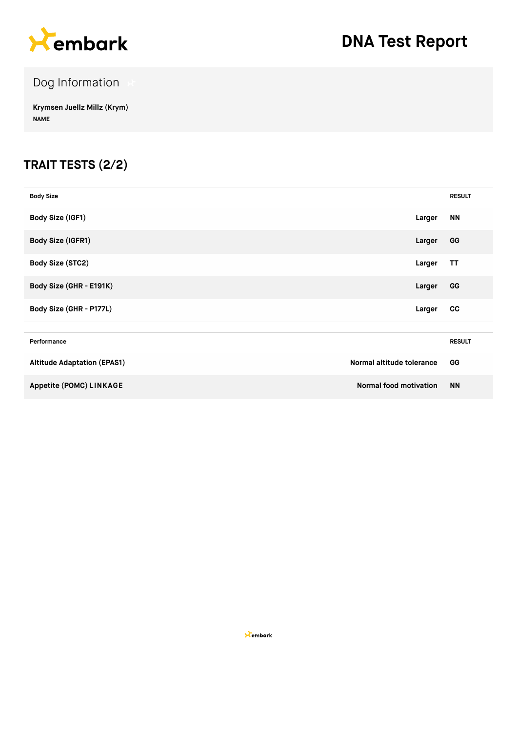# DNA Test Report

## Dog Information

**Krymsen Juellz Millz (Krym)**
NAME

## TRAIT TESTS (2/2)

| Body Size | | RESULT |
|---|---|---|
| Body Size (IGF1) | Larger | NN |
| Body Size (IGFR1) | Larger | GG |
| Body Size (STC2) | Larger | TT |
| Body Size (GHR - E191K) | Larger | GG |
| Body Size (GHR - P177L) | Larger | CC |

| Performance | | RESULT |
|---|---|---|
| Altitude Adaptation (EPAS1) | Normal altitude tolerance | GG |
| Appetite (POMC) LINKAGE | Normal food motivation | NN |